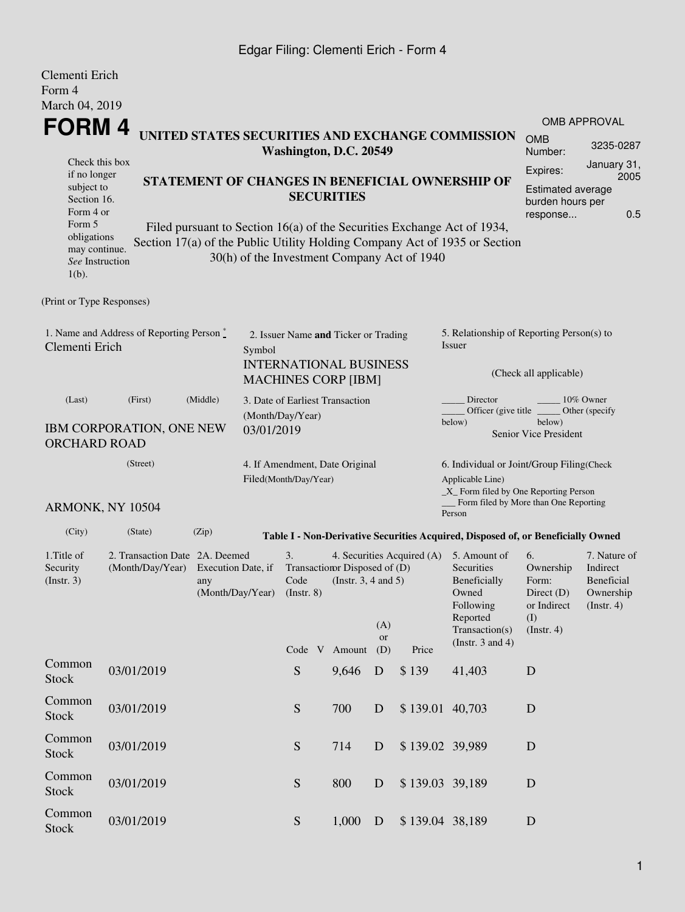Edgar Filing: Clementi Erich - Form 4

Clementi Erich
Form 4
March 04, 2019

# FORM 4

**UNITED STATES SECURITIES AND EXCHANGE COMMISSION**
**Washington, D.C. 20549**

Check this box if no longer subject to Section 16. Form 4 or Form 5 obligations may continue. *See* Instruction 1(b).

**STATEMENT OF CHANGES IN BENEFICIAL OWNERSHIP OF SECURITIES**

Filed pursuant to Section 16(a) of the Securities Exchange Act of 1934, Section 17(a) of the Public Utility Holding Company Act of 1935 or Section 30(h) of the Investment Company Act of 1940

| OMB APPROVAL | |
|---|---|
| OMB Number: | 3235-0287 |
| Expires: | January 31, 2005 |
| Estimated average burden hours per response... | 0.5 |

(Print or Type Responses)

1. Name and Address of Reporting Person *
Clementi Erich

(Last) (First) (Middle)

IBM CORPORATION, ONE NEW ORCHARD ROAD

(Street)

ARMONK, NY 10504

(City) (State) (Zip)

2. Issuer Name **and** Ticker or Trading Symbol
INTERNATIONAL BUSINESS MACHINES CORP [IBM]

3. Date of Earliest Transaction (Month/Day/Year)
03/01/2019

4. If Amendment, Date Original Filed(Month/Day/Year)

5. Relationship of Reporting Person(s) to Issuer

(Check all applicable)

_____ Director _____ 10% Owner
_____ Officer (give title below) _____ Other (specify below)
Senior Vice President

6. Individual or Joint/Group Filing(Check Applicable Line)
\_X\_ Form filed by One Reporting Person
\_\_\_ Form filed by More than One Reporting Person

**Table I - Non-Derivative Securities Acquired, Disposed of, or Beneficially Owned**

| 1.Title of Security (Instr. 3) | 2. Transaction Date (Month/Day/Year) | 2A. Deemed Execution Date, if any (Month/Day/Year) | 3. Transaction Code (Instr. 8) | | 4. Securities Acquired (A) or Disposed of (D) (Instr. 3, 4 and 5) | | | 5. Amount of Securities Beneficially Owned Following Reported Transaction(s) (Instr. 3 and 4) | 6. Ownership Form: Direct (D) or Indirect (I) (Instr. 4) | 7. Nature of Indirect Beneficial Ownership (Instr. 4) |
|---|---|---|---|---|---|---|---|---|---|---|
| | | | Code | V | Amount | (A) or (D) | Price | | | |
| Common Stock | 03/01/2019 | | S | | 9,646 | D | $ 139 | 41,403 | D | |
| Common Stock | 03/01/2019 | | S | | 700 | D | $ 139.01 | 40,703 | D | |
| Common Stock | 03/01/2019 | | S | | 714 | D | $ 139.02 | 39,989 | D | |
| Common Stock | 03/01/2019 | | S | | 800 | D | $ 139.03 | 39,189 | D | |
| Common Stock | 03/01/2019 | | S | | 1,000 | D | $ 139.04 | 38,189 | D | |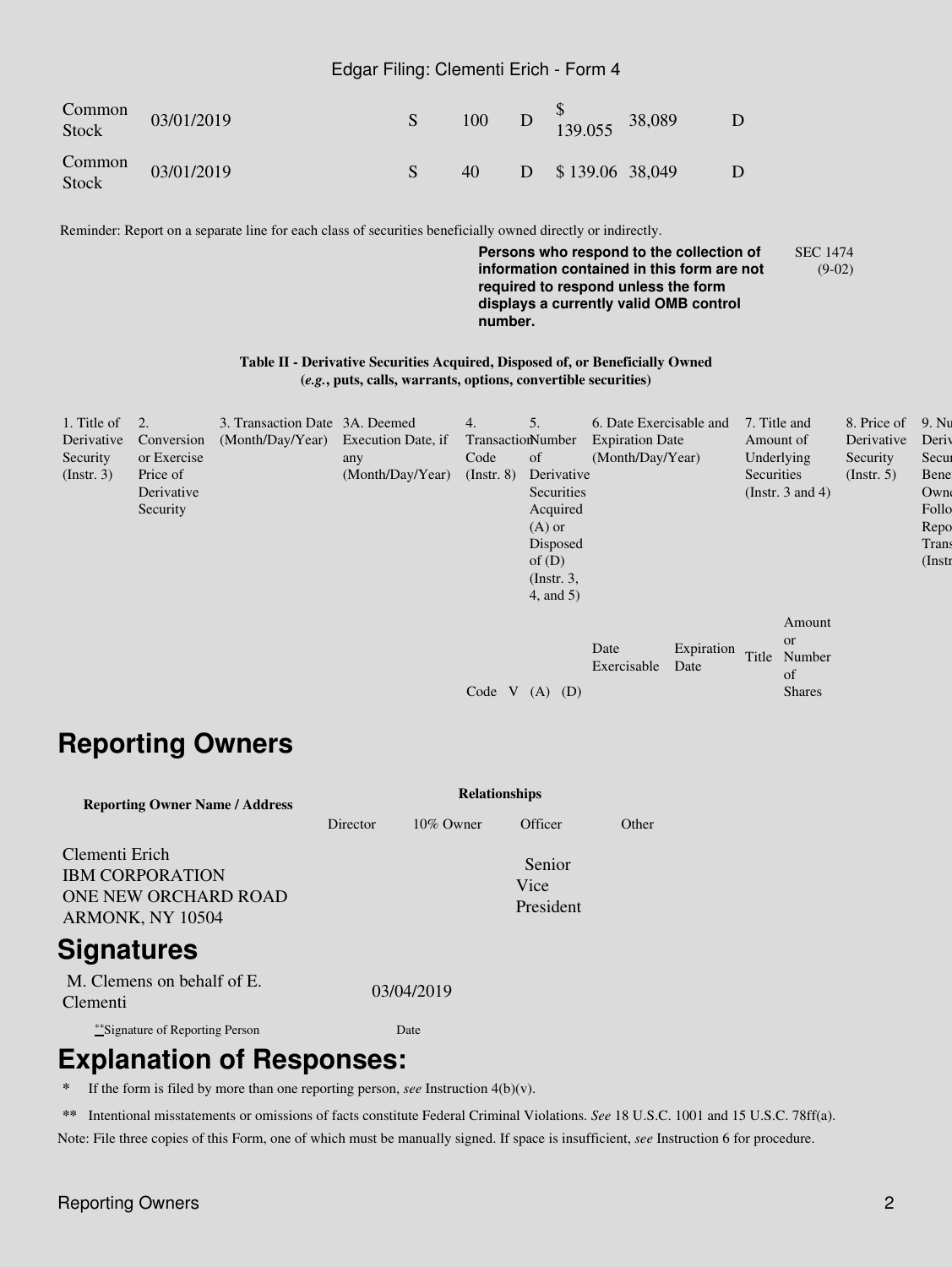| Common Stock | 03/01/2019 | S | 100 | D | $ 139.055 | 38,089 | D |
|---|---|---|---|---|---|---|---|
| Common Stock | 03/01/2019 | S | 40 | D | $ 139.06 | 38,049 | D |

Reminder: Report on a separate line for each class of securities beneficially owned directly or indirectly.

**Persons who respond to the collection of information contained in this form are not required to respond unless the form displays a currently valid OMB control number.**

SEC 1474 (9-02)

**Table II - Derivative Securities Acquired, Disposed of, or Beneficially Owned**
**(*e.g.*, puts, calls, warrants, options, convertible securities)**

| 1. Title of Derivative Security (Instr. 3) | 2. Conversion or Exercise Price of Derivative Security | 3. Transaction Date (Month/Day/Year) | 3A. Deemed Execution Date, if any (Month/Day/Year) | 4. Transaction Code (Instr. 8) | | 5. Number of Derivative Securities Acquired (A) or Disposed of (D) (Instr. 3, 4, and 5) | | 6. Date Exercisable and Expiration Date (Month/Day/Year) | | 7. Title and Amount of Underlying Securities (Instr. 3 and 4) | | 8. Price of Derivative Security (Instr. 5) | 9. Nu Deriv Secur Bene Owne Follo Repo Trans (Instr |
|---|---|---|---|---|---|---|---|---|---|---|---|---|---|
| | | | | Code | V | (A) | (D) | Date Exercisable | Expiration Date | Title | Amount or Number of Shares | | |

## Reporting Owners

| Reporting Owner Name / Address | Relationships | | | |
|---|---|---|---|---|
| | Director | 10% Owner | Officer | Other |
| Clementi Erich<br>IBM CORPORATION<br>ONE NEW ORCHARD ROAD<br>ARMONK, NY 10504 | | | Senior Vice President | |

## Signatures

| M. Clemens on behalf of E. Clementi | 03/04/2019 |
|---|---|
| **Signature of Reporting Person | Date |

## Explanation of Responses:

\* If the form is filed by more than one reporting person, *see* Instruction 4(b)(v).

\*\* Intentional misstatements or omissions of facts constitute Federal Criminal Violations. *See* 18 U.S.C. 1001 and 15 U.S.C. 78ff(a).

Note: File three copies of this Form, one of which must be manually signed. If space is insufficient, *see* Instruction 6 for procedure.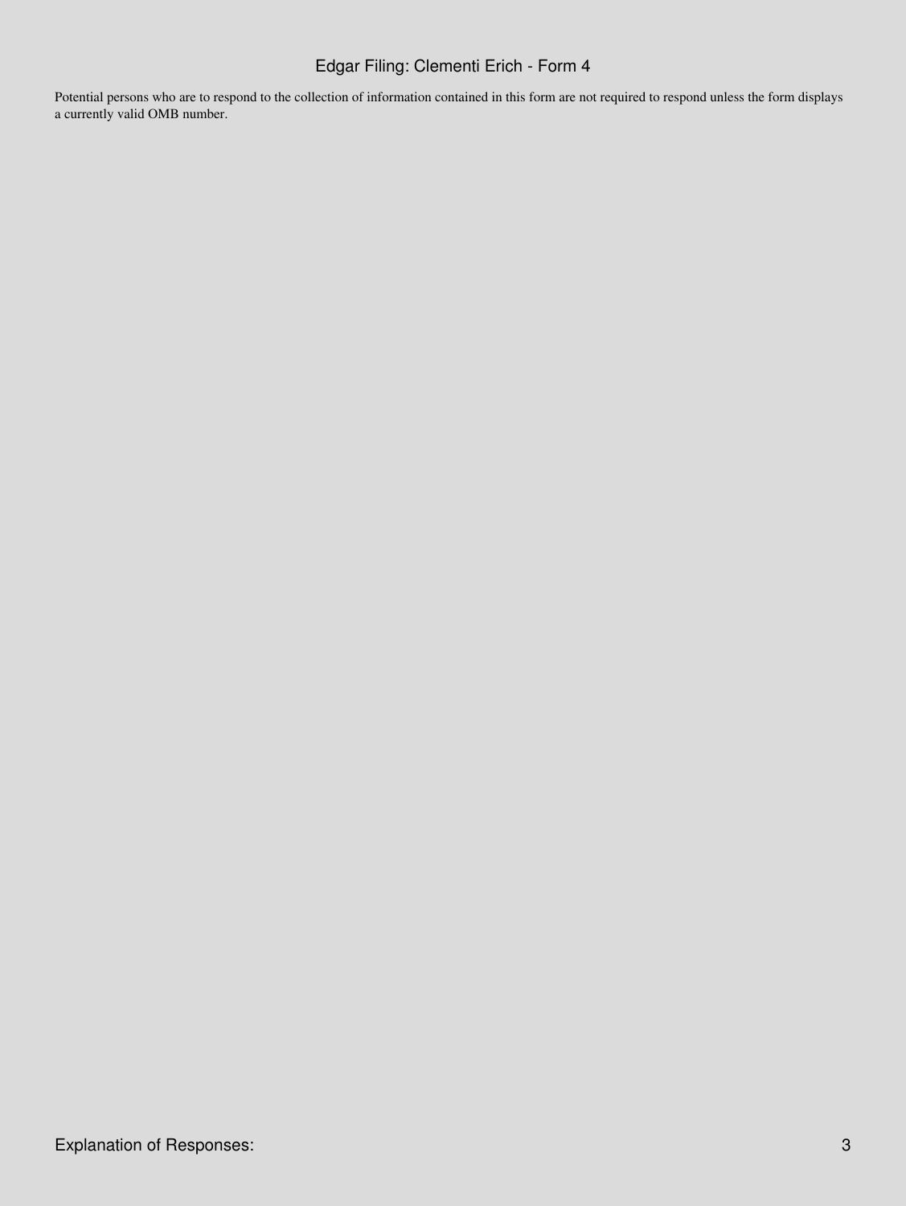Potential persons who are to respond to the collection of information contained in this form are not required to respond unless the form displays a currently valid OMB number.

Explanation of Responses: